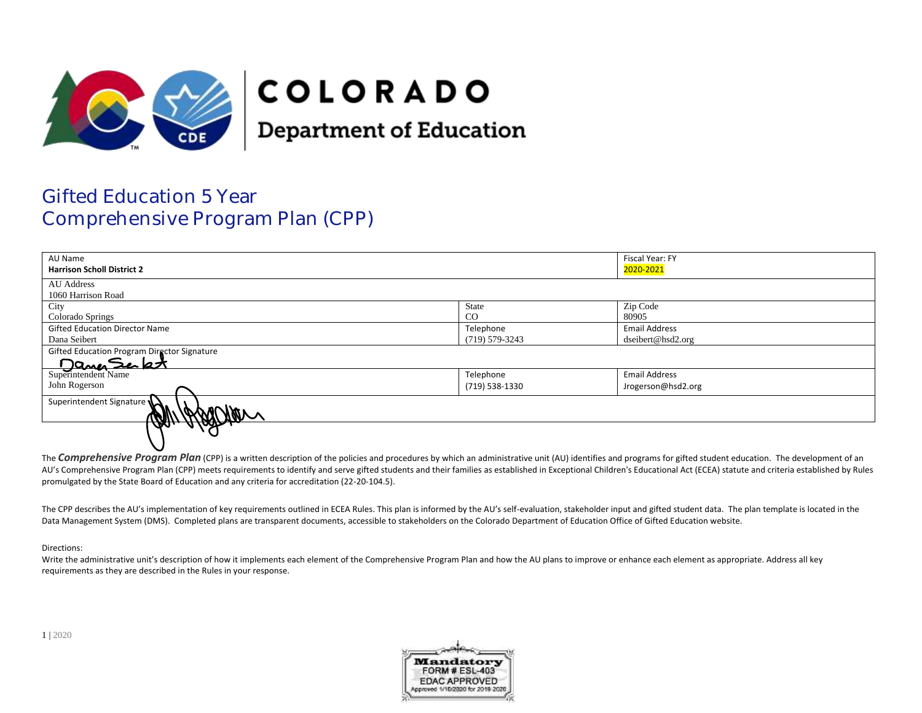# COLORADO
## Department of Education

# Gifted Education 5 Year Comprehensive Program Plan (CPP)

| AU Name<br>**Harrison Scholl District 2** | | Fiscal Year: FY<br>2020-2021 |
|---|---|---|
| AU Address<br>1060 Harrison Road | | |
| City<br>Colorado Springs | State<br>CO | Zip Code<br>80905 |
| Gifted Education Director Name<br>Dana Seibert | Telephone<br>(719) 579-3243 | Email Address<br>dseibert@hsd2.org |
| Gifted Education Program Director Signature | | |
| Superintendent Name<br>John Rogerson | Telephone<br>(719) 538-1330 | Email Address<br>Jrogerson@hsd2.org |
| Superintendent Signature | | |

The ***Comprehensive Program Plan*** (CPP) is a written description of the policies and procedures by which an administrative unit (AU) identifies and programs for gifted student education. The development of an AU's Comprehensive Program Plan (CPP) meets requirements to identify and serve gifted students and their families as established in Exceptional Children's Educational Act (ECEA) statute and criteria established by Rules promulgated by the State Board of Education and any criteria for accreditation (22-20-104.5).

The CPP describes the AU's implementation of key requirements outlined in ECEA Rules. This plan is informed by the AU's self-evaluation, stakeholder input and gifted student data. The plan template is located in the Data Management System (DMS). Completed plans are transparent documents, accessible to stakeholders on the Colorado Department of Education Office of Gifted Education website.

Directions:
Write the administrative unit's description of how it implements each element of the Comprehensive Program Plan and how the AU plans to improve or enhance each element as appropriate. Address all key requirements as they are described in the Rules in your response.

Mandatory
FORM # ESL-403
EDAC APPROVED
Approved 1/10/2020 for 2019-2020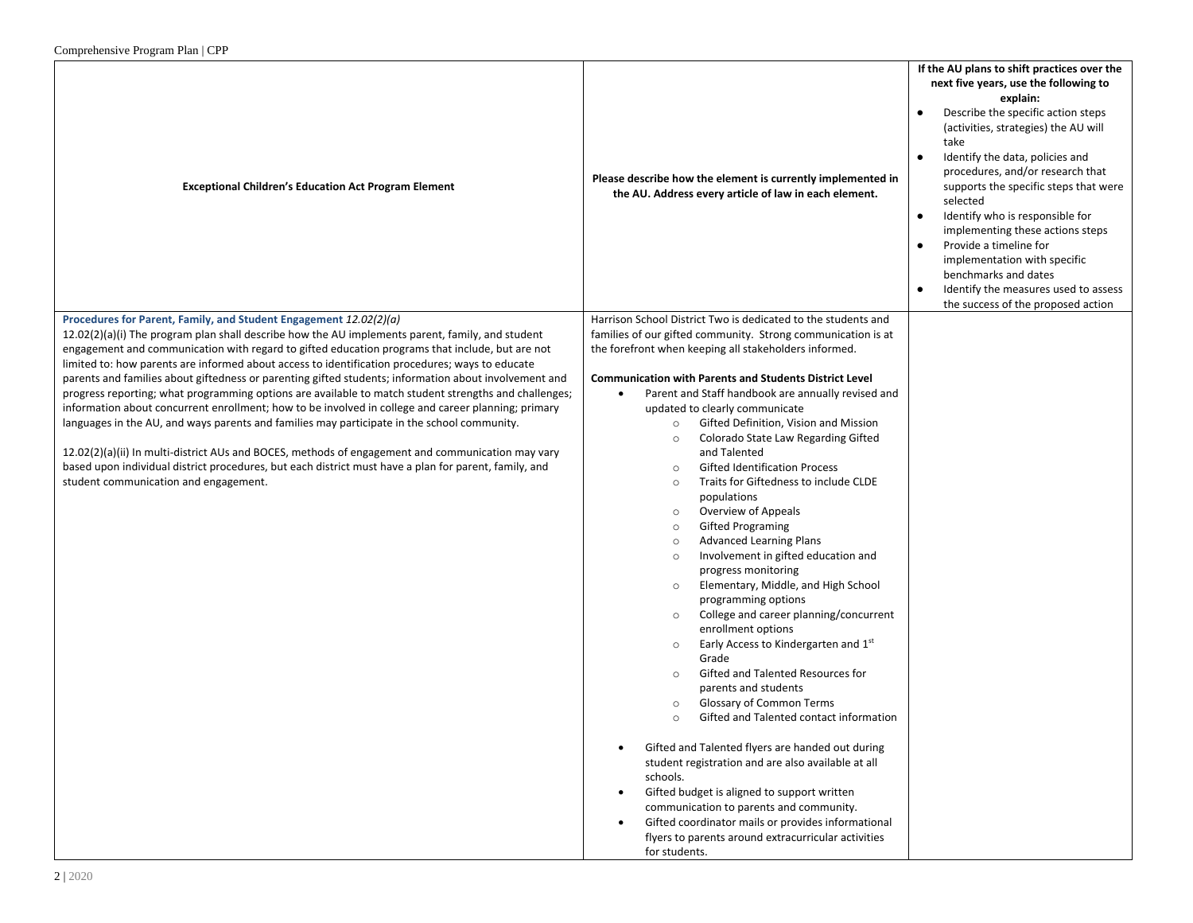| Exceptional Children's Education Act Program Element | Please describe how the element is currently implemented in the AU. Address every article of law in each element. | If the AU plans to shift practices over the next five years, use the following to explain:<br>• Describe the specific action steps (activities, strategies) the AU will take<br>• Identify the data, policies and procedures, and/or research that supports the specific steps that were selected<br>• Identify who is responsible for implementing these actions steps<br>• Provide a timeline for implementation with specific benchmarks and dates<br>• Identify the measures used to assess the success of the proposed action |
|---|---|---|
| **Procedures for Parent, Family, and Student Engagement** *12.02(2)(a)*<br>12.02(2)(a)(i) The program plan shall describe how the AU implements parent, family, and student engagement and communication with regard to gifted education programs that include, but are not limited to: how parents are informed about access to identification procedures; ways to educate parents and families about giftedness or parenting gifted students; information about involvement and progress reporting; what programming options are available to match student strengths and challenges; information about concurrent enrollment; how to be involved in college and career planning; primary languages in the AU, and ways parents and families may participate in the school community.<br><br>12.02(2)(a)(ii) In multi-district AUs and BOCES, methods of engagement and communication may vary based upon individual district procedures, but each district must have a plan for parent, family, and student communication and engagement. | Harrison School District Two is dedicated to the students and families of our gifted community. Strong communication is at the forefront when keeping all stakeholders informed.<br><br>**Communication with Parents and Students District Level**<br>• Parent and Staff handbook are annually revised and updated to clearly communicate<br>  ○ Gifted Definition, Vision and Mission<br>  ○ Colorado State Law Regarding Gifted and Talented<br>  ○ Gifted Identification Process<br>  ○ Traits for Giftedness to include CLDE populations<br>  ○ Overview of Appeals<br>  ○ Gifted Programing<br>  ○ Advanced Learning Plans<br>  ○ Involvement in gifted education and progress monitoring<br>  ○ Elementary, Middle, and High School programming options<br>  ○ College and career planning/concurrent enrollment options<br>  ○ Early Access to Kindergarten and 1st Grade<br>  ○ Gifted and Talented Resources for parents and students<br>  ○ Glossary of Common Terms<br>  ○ Gifted and Talented contact information<br><br>• Gifted and Talented flyers are handed out during student registration and are also available at all schools.<br>• Gifted budget is aligned to support written communication to parents and community.<br>• Gifted coordinator mails or provides informational flyers to parents around extracurricular activities for students. | |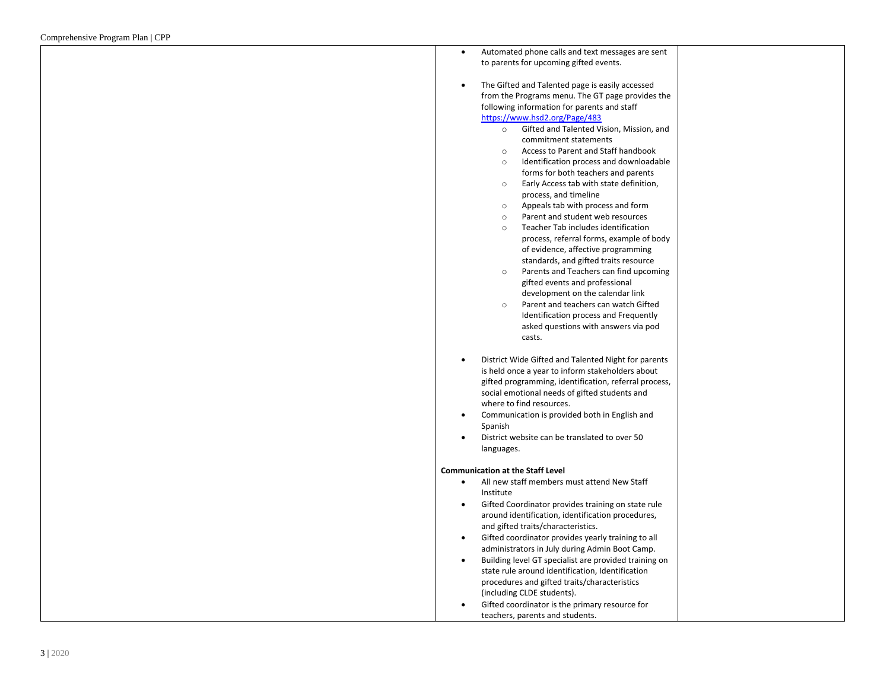| | | |
|---|---|---|
| | • Automated phone calls and text messages are sent to parents for upcoming gifted events.<br><br>• The Gifted and Talented page is easily accessed from the Programs menu. The GT page provides the following information for parents and staff https://www.hsd2.org/Page/483<br>  ○ Gifted and Talented Vision, Mission, and commitment statements<br>  ○ Access to Parent and Staff handbook<br>  ○ Identification process and downloadable forms for both teachers and parents<br>  ○ Early Access tab with state definition, process, and timeline<br>  ○ Appeals tab with process and form<br>  ○ Parent and student web resources<br>  ○ Teacher Tab includes identification process, referral forms, example of body of evidence, affective programming standards, and gifted traits resource<br>  ○ Parents and Teachers can find upcoming gifted events and professional development on the calendar link<br>  ○ Parent and teachers can watch Gifted Identification process and Frequently asked questions with answers via pod casts.<br><br>• District Wide Gifted and Talented Night for parents is held once a year to inform stakeholders about gifted programming, identification, referral process, social emotional needs of gifted students and where to find resources.<br>• Communication is provided both in English and Spanish<br>• District website can be translated to over 50 languages.<br><br>**Communication at the Staff Level**<br>• All new staff members must attend New Staff Institute<br>• Gifted Coordinator provides training on state rule around identification, identification procedures, and gifted traits/characteristics.<br>• Gifted coordinator provides yearly training to all administrators in July during Admin Boot Camp.<br>• Building level GT specialist are provided training on state rule around identification, Identification procedures and gifted traits/characteristics (including CLDE students).<br>• Gifted coordinator is the primary resource for teachers, parents and students. | |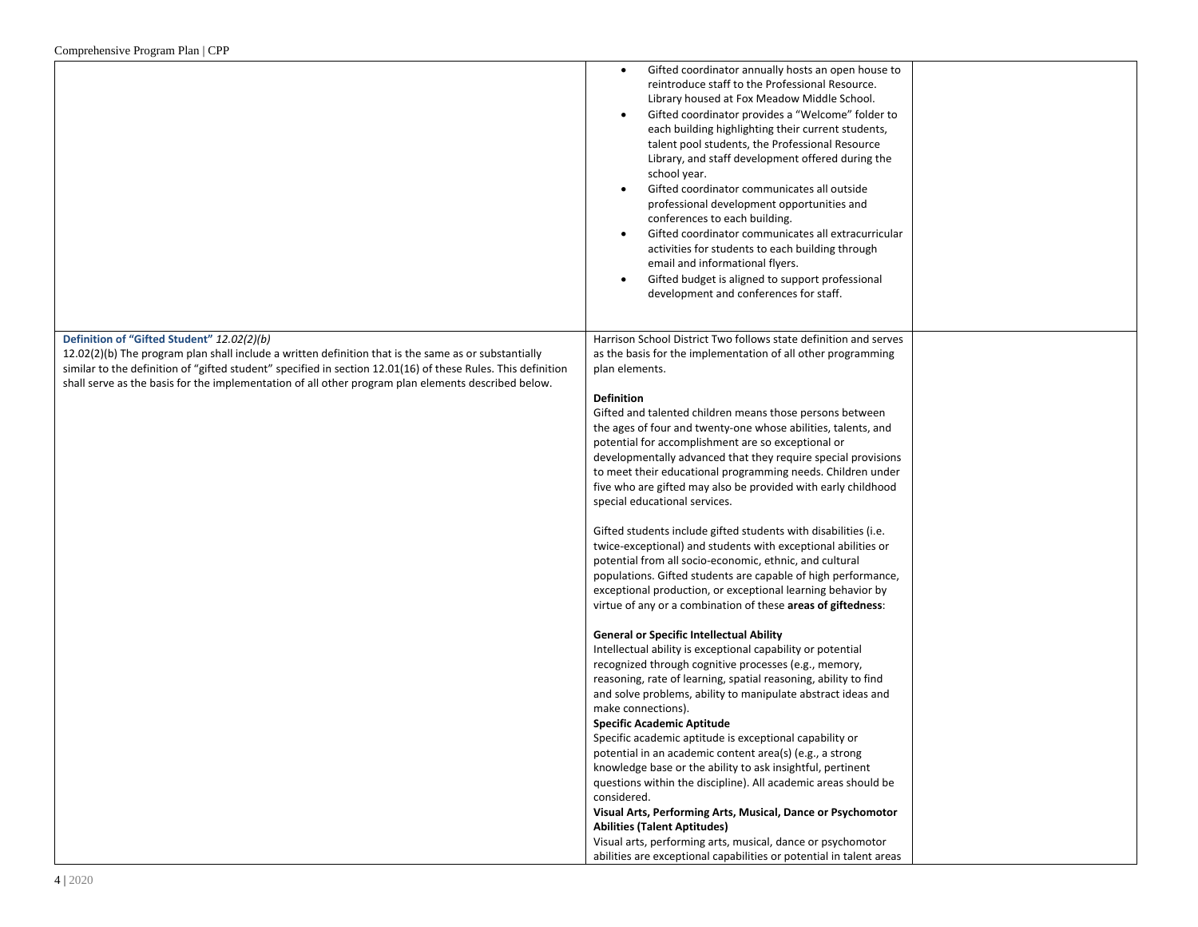| | | |
|---|---|---|
| | • Gifted coordinator annually hosts an open house to reintroduce staff to the Professional Resource. Library housed at Fox Meadow Middle School.<br>• Gifted coordinator provides a "Welcome" folder to each building highlighting their current students, talent pool students, the Professional Resource Library, and staff development offered during the school year.<br>• Gifted coordinator communicates all outside professional development opportunities and conferences to each building.<br>• Gifted coordinator communicates all extracurricular activities for students to each building through email and informational flyers.<br>• Gifted budget is aligned to support professional development and conferences for staff. | |
| **Definition of "Gifted Student"** *12.02(2)(b)*<br>12.02(2)(b) The program plan shall include a written definition that is the same as or substantially similar to the definition of "gifted student" specified in section 12.01(16) of these Rules. This definition shall serve as the basis for the implementation of all other program plan elements described below. | Harrison School District Two follows state definition and serves as the basis for the implementation of all other programming plan elements.<br><br>**Definition**<br>Gifted and talented children means those persons between the ages of four and twenty-one whose abilities, talents, and potential for accomplishment are so exceptional or developmentally advanced that they require special provisions to meet their educational programming needs. Children under five who are gifted may also be provided with early childhood special educational services.<br><br>Gifted students include gifted students with disabilities (i.e. twice-exceptional) and students with exceptional abilities or potential from all socio-economic, ethnic, and cultural populations. Gifted students are capable of high performance, exceptional production, or exceptional learning behavior by virtue of any or a combination of these **areas of giftedness**:<br><br>**General or Specific Intellectual Ability**<br>Intellectual ability is exceptional capability or potential recognized through cognitive processes (e.g., memory, reasoning, rate of learning, spatial reasoning, ability to find and solve problems, ability to manipulate abstract ideas and make connections).<br>**Specific Academic Aptitude**<br>Specific academic aptitude is exceptional capability or potential in an academic content area(s) (e.g., a strong knowledge base or the ability to ask insightful, pertinent questions within the discipline). All academic areas should be considered.<br>**Visual Arts, Performing Arts, Musical, Dance or Psychomotor Abilities (Talent Aptitudes)**<br>Visual arts, performing arts, musical, dance or psychomotor abilities are exceptional capabilities or potential in talent areas | |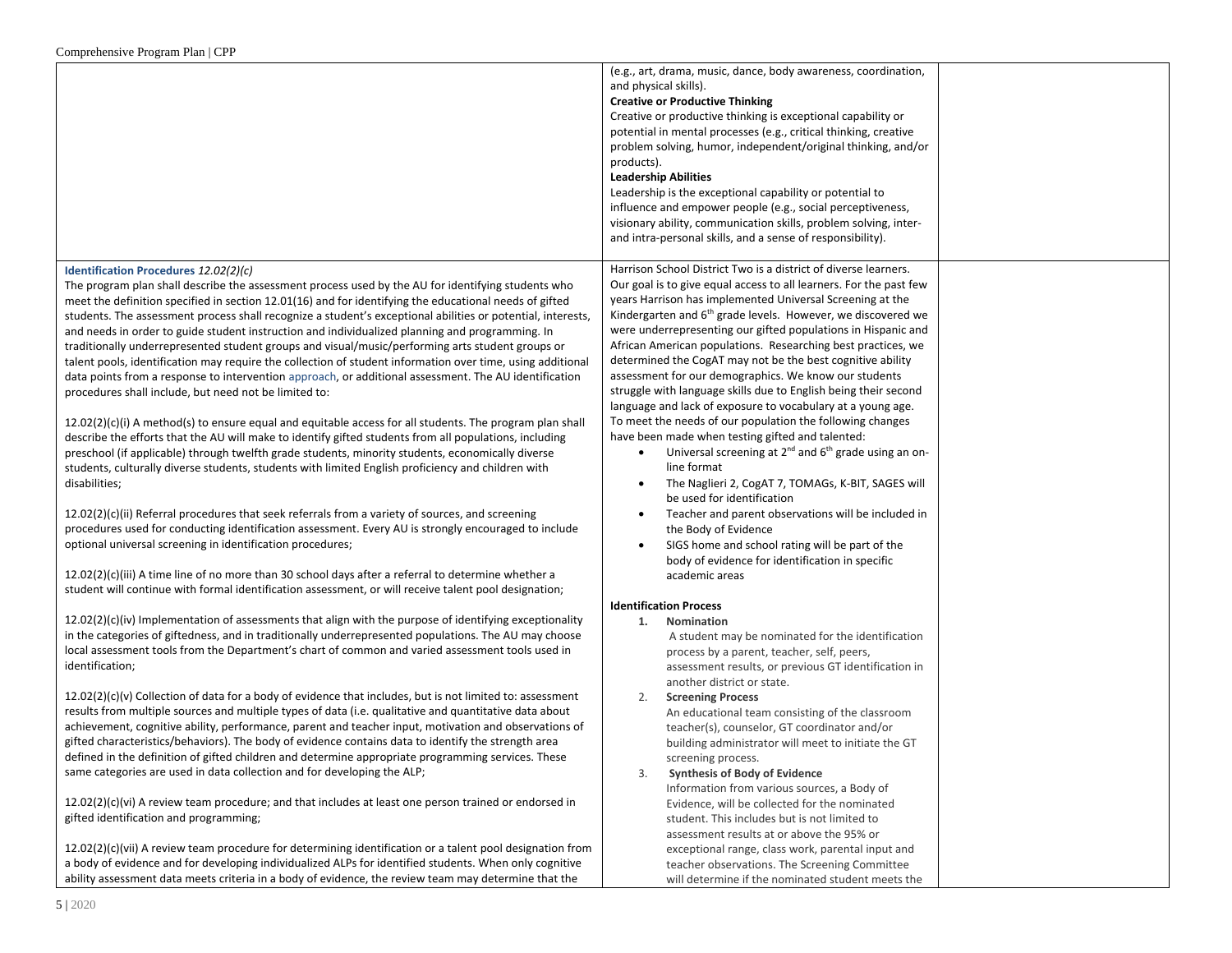| | | |
|---|---|---|
| | (e.g., art, drama, music, dance, body awareness, coordination, and physical skills).<br>**Creative or Productive Thinking**<br>Creative or productive thinking is exceptional capability or potential in mental processes (e.g., critical thinking, creative problem solving, humor, independent/original thinking, and/or products).<br>**Leadership Abilities**<br>Leadership is the exceptional capability or potential to influence and empower people (e.g., social perceptiveness, visionary ability, communication skills, problem solving, inter- and intra-personal skills, and a sense of responsibility). | |
| **Identification Procedures** *12.02(2)(c)*<br>The program plan shall describe the assessment process used by the AU for identifying students who meet the definition specified in section 12.01(16) and for identifying the educational needs of gifted students. The assessment process shall recognize a student's exceptional abilities or potential, interests, and needs in order to guide student instruction and individualized planning and programming. In traditionally underrepresented student groups and visual/music/performing arts student groups or talent pools, identification may require the collection of student information over time, using additional data points from a response to intervention approach, or additional assessment. The AU identification procedures shall include, but need not be limited to:<br><br>12.02(2)(c)(i) A method(s) to ensure equal and equitable access for all students. The program plan shall describe the efforts that the AU will make to identify gifted students from all populations, including preschool (if applicable) through twelfth grade students, minority students, economically diverse students, culturally diverse students, students with limited English proficiency and children with disabilities;<br><br>12.02(2)(c)(ii) Referral procedures that seek referrals from a variety of sources, and screening procedures used for conducting identification assessment. Every AU is strongly encouraged to include optional universal screening in identification procedures;<br><br>12.02(2)(c)(iii) A time line of no more than 30 school days after a referral to determine whether a student will continue with formal identification assessment, or will receive talent pool designation;<br><br>12.02(2)(c)(iv) Implementation of assessments that align with the purpose of identifying exceptionality in the categories of giftedness, and in traditionally underrepresented populations. The AU may choose local assessment tools from the Department's chart of common and varied assessment tools used in identification;<br><br>12.02(2)(c)(v) Collection of data for a body of evidence that includes, but is not limited to: assessment results from multiple sources and multiple types of data (i.e. qualitative and quantitative data about achievement, cognitive ability, performance, parent and teacher input, motivation and observations of gifted characteristics/behaviors). The body of evidence contains data to identify the strength area defined in the definition of gifted children and determine appropriate programming services. These same categories are used in data collection and for developing the ALP;<br><br>12.02(2)(c)(vi) A review team procedure; and that includes at least one person trained or endorsed in gifted identification and programming;<br><br>12.02(2)(c)(vii) A review team procedure for determining identification or a talent pool designation from a body of evidence and for developing individualized ALPs for identified students. When only cognitive ability assessment data meets criteria in a body of evidence, the review team may determine that the | Harrison School District Two is a district of diverse learners. Our goal is to give equal access to all learners. For the past few years Harrison has implemented Universal Screening at the Kindergarten and 6th grade levels. However, we discovered we were underrepresenting our gifted populations in Hispanic and African American populations. Researching best practices, we determined the CogAT may not be the best cognitive ability assessment for our demographics. We know our students struggle with language skills due to English being their second language and lack of exposure to vocabulary at a young age. To meet the needs of our population the following changes have been made when testing gifted and talented:<br>• Universal screening at 2nd and 6th grade using an on-line format<br>• The Naglieri 2, CogAT 7, TOMAGs, K-BIT, SAGES will be used for identification<br>• Teacher and parent observations will be included in the Body of Evidence<br>• SIGS home and school rating will be part of the body of evidence for identification in specific academic areas<br><br>**Identification Process**<br>1. **Nomination**<br>A student may be nominated for the identification process by a parent, teacher, self, peers, assessment results, or previous GT identification in another district or state.<br>2. **Screening Process**<br>An educational team consisting of the classroom teacher(s), counselor, GT coordinator and/or building administrator will meet to initiate the GT screening process.<br>3. **Synthesis of Body of Evidence**<br>Information from various sources, a Body of Evidence, will be collected for the nominated student. This includes but is not limited to assessment results at or above the 95% or exceptional range, class work, parental input and teacher observations. The Screening Committee will determine if the nominated student meets the | |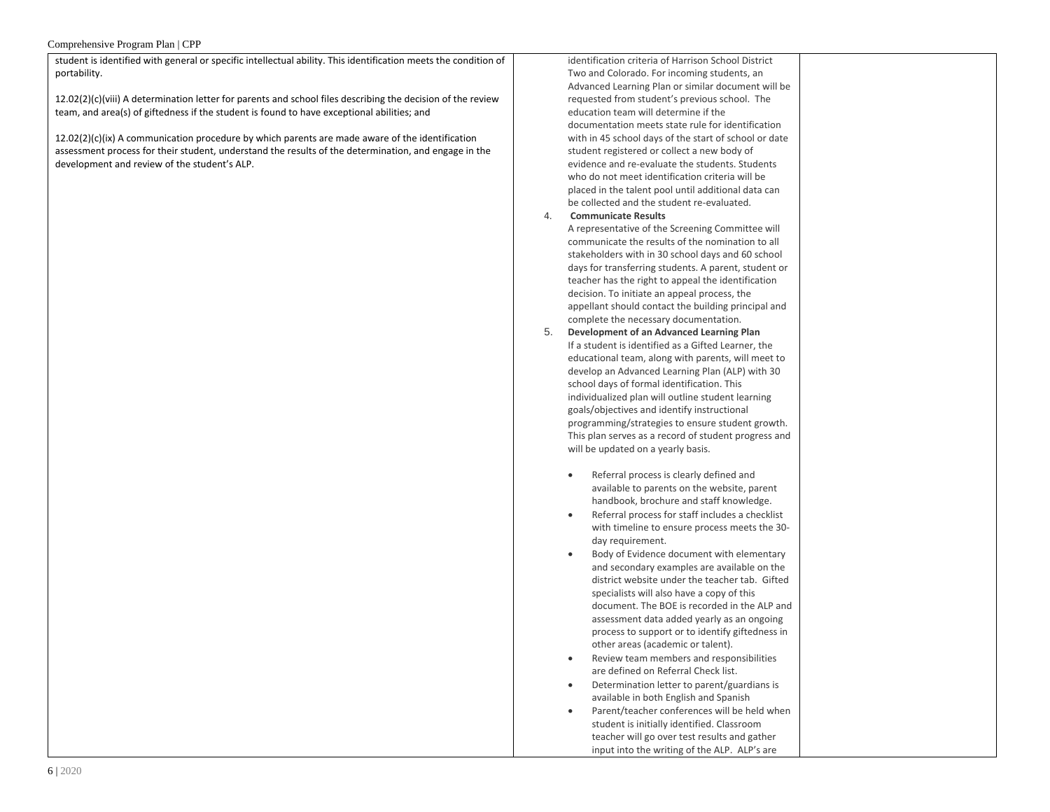| | | |
|---|---|---|
| student is identified with general or specific intellectual ability. This identification meets the condition of portability.<br><br>12.02(2)(c)(viii) A determination letter for parents and school files describing the decision of the review team, and area(s) of giftedness if the student is found to have exceptional abilities; and<br><br>12.02(2)(c)(ix) A communication procedure by which parents are made aware of the identification assessment process for their student, understand the results of the determination, and engage in the development and review of the student's ALP. | identification criteria of Harrison School District Two and Colorado. For incoming students, an Advanced Learning Plan or similar document will be requested from student's previous school. The education team will determine if the documentation meets state rule for identification with in 45 school days of the start of school or date student registered or collect a new body of evidence and re-evaluate the students. Students who do not meet identification criteria will be placed in the talent pool until additional data can be collected and the student re-evaluated.<br>4. **Communicate Results**<br>A representative of the Screening Committee will communicate the results of the nomination to all stakeholders with in 30 school days and 60 school days for transferring students. A parent, student or teacher has the right to appeal the identification decision. To initiate an appeal process, the appellant should contact the building principal and complete the necessary documentation.<br>5. **Development of an Advanced Learning Plan**<br>If a student is identified as a Gifted Learner, the educational team, along with parents, will meet to develop an Advanced Learning Plan (ALP) with 30 school days of formal identification. This individualized plan will outline student learning goals/objectives and identify instructional programming/strategies to ensure student growth. This plan serves as a record of student progress and will be updated on a yearly basis.<br><br>• Referral process is clearly defined and available to parents on the website, parent handbook, brochure and staff knowledge.<br>• Referral process for staff includes a checklist with timeline to ensure process meets the 30-day requirement.<br>• Body of Evidence document with elementary and secondary examples are available on the district website under the teacher tab. Gifted specialists will also have a copy of this document. The BOE is recorded in the ALP and assessment data added yearly as an ongoing process to support or to identify giftedness in other areas (academic or talent).<br>• Review team members and responsibilities are defined on Referral Check list.<br>• Determination letter to parent/guardians is available in both English and Spanish<br>• Parent/teacher conferences will be held when student is initially identified. Classroom teacher will go over test results and gather input into the writing of the ALP. ALP's are | |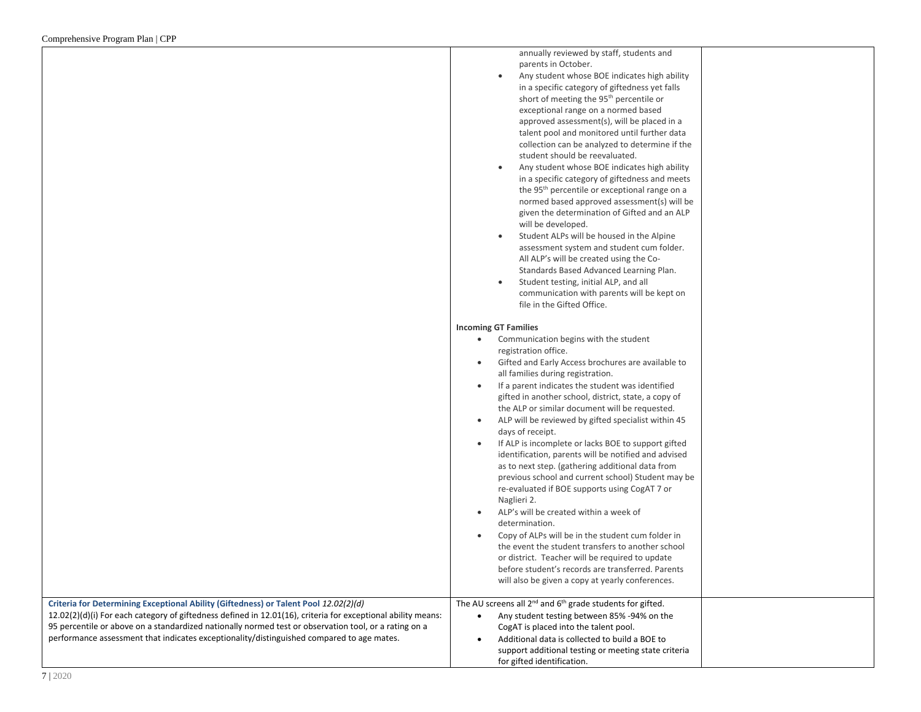| | | |
|---|---|---|
| | annually reviewed by staff, students and parents in October.<br>• Any student whose BOE indicates high ability in a specific category of giftedness yet falls short of meeting the 95th percentile or exceptional range on a normed based approved assessment(s), will be placed in a talent pool and monitored until further data collection can be analyzed to determine if the student should be reevaluated.<br>• Any student whose BOE indicates high ability in a specific category of giftedness and meets the 95th percentile or exceptional range on a normed based approved assessment(s) will be given the determination of Gifted and an ALP will be developed.<br>• Student ALPs will be housed in the Alpine assessment system and student cum folder. All ALP's will be created using the Co-Standards Based Advanced Learning Plan.<br>• Student testing, initial ALP, and all communication with parents will be kept on file in the Gifted Office.<br><br>**Incoming GT Families**<br>• Communication begins with the student registration office.<br>• Gifted and Early Access brochures are available to all families during registration.<br>• If a parent indicates the student was identified gifted in another school, district, state, a copy of the ALP or similar document will be requested.<br>• ALP will be reviewed by gifted specialist within 45 days of receipt.<br>• If ALP is incomplete or lacks BOE to support gifted identification, parents will be notified and advised as to next step. (gathering additional data from previous school and current school) Student may be re-evaluated if BOE supports using CogAT 7 or Naglieri 2.<br>• ALP's will be created within a week of determination.<br>• Copy of ALPs will be in the student cum folder in the event the student transfers to another school or district. Teacher will be required to update before student's records are transferred. Parents will also be given a copy at yearly conferences. | |
| **Criteria for Determining Exceptional Ability (Giftedness) or Talent Pool** *12.02(2)(d)*<br>12.02(2)(d)(i) For each category of giftedness defined in 12.01(16), criteria for exceptional ability means: 95 percentile or above on a standardized nationally normed test or observation tool, or a rating on a performance assessment that indicates exceptionality/distinguished compared to age mates. | The AU screens all 2nd and 6th grade students for gifted.<br>• Any student testing between 85% -94% on the CogAT is placed into the talent pool.<br>• Additional data is collected to build a BOE to support additional testing or meeting state criteria for gifted identification. | |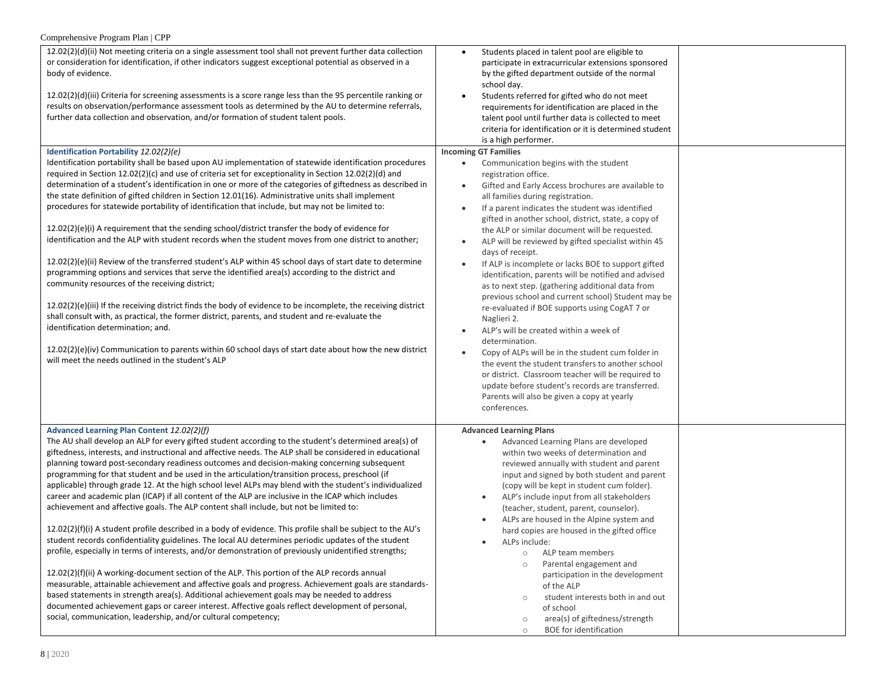| | | |
|---|---|---|
| 12.02(2)(d)(ii) Not meeting criteria on a single assessment tool shall not prevent further data collection or consideration for identification, if other indicators suggest exceptional potential as observed in a body of evidence.<br><br>12.02(2)(d)(iii) Criteria for screening assessments is a score range less than the 95 percentile ranking or results on observation/performance assessment tools as determined by the AU to determine referrals, further data collection and observation, and/or formation of student talent pools. | • Students placed in talent pool are eligible to participate in extracurricular extensions sponsored by the gifted department outside of the normal school day.<br>• Students referred for gifted who do not meet requirements for identification are placed in the talent pool until further data is collected to meet criteria for identification or it is determined student is a high performer. | |
| **Identification Portability** *12.02(2)(e)*<br>Identification portability shall be based upon AU implementation of statewide identification procedures required in Section 12.02(2)(c) and use of criteria set for exceptionality in Section 12.02(2)(d) and determination of a student's identification in one or more of the categories of giftedness as described in the state definition of gifted children in Section 12.01(16). Administrative units shall implement procedures for statewide portability of identification that include, but may not be limited to:<br><br>12.02(2)(e)(i) A requirement that the sending school/district transfer the body of evidence for identification and the ALP with student records when the student moves from one district to another;<br><br>12.02(2)(e)(ii) Review of the transferred student's ALP within 45 school days of start date to determine programming options and services that serve the identified area(s) according to the district and community resources of the receiving district;<br><br>12.02(2)(e)(iii) If the receiving district finds the body of evidence to be incomplete, the receiving district shall consult with, as practical, the former district, parents, and student and re-evaluate the identification determination; and.<br><br>12.02(2)(e)(iv) Communication to parents within 60 school days of start date about how the new district will meet the needs outlined in the student's ALP | **Incoming GT Families**<br>• Communication begins with the student registration office.<br>• Gifted and Early Access brochures are available to all families during registration.<br>• If a parent indicates the student was identified gifted in another school, district, state, a copy of the ALP or similar document will be requested.<br>• ALP will be reviewed by gifted specialist within 45 days of receipt.<br>• If ALP is incomplete or lacks BOE to support gifted identification, parents will be notified and advised as to next step. (gathering additional data from previous school and current school) Student may be re-evaluated if BOE supports using CogAT 7 or Naglieri 2.<br>• ALP's will be created within a week of determination.<br>• Copy of ALPs will be in the student cum folder in the event the student transfers to another school or district. Classroom teacher will be required to update before student's records are transferred. Parents will also be given a copy at yearly conferences. | |
| **Advanced Learning Plan Content** *12.02(2)(f)*<br>The AU shall develop an ALP for every gifted student according to the student's determined area(s) of giftedness, interests, and instructional and affective needs. The ALP shall be considered in educational planning toward post-secondary readiness outcomes and decision-making concerning subsequent programming for that student and be used in the articulation/transition process, preschool (if applicable) through grade 12. At the high school level ALPs may blend with the student's individualized career and academic plan (ICAP) if all content of the ALP are inclusive in the ICAP which includes achievement and affective goals. The ALP content shall include, but not be limited to:<br><br>12.02(2)(f)(i) A student profile described in a body of evidence. This profile shall be subject to the AU's student records confidentiality guidelines. The local AU determines periodic updates of the student profile, especially in terms of interests, and/or demonstration of previously unidentified strengths;<br><br>12.02(2)(f)(ii) A working-document section of the ALP. This portion of the ALP records annual measurable, attainable achievement and affective goals and progress. Achievement goals are standards-based statements in strength area(s). Additional achievement goals may be needed to address documented achievement gaps or career interest. Affective goals reflect development of personal, social, communication, leadership, and/or cultural competency; | **Advanced Learning Plans**<br>• Advanced Learning Plans are developed within two weeks of determination and reviewed annually with student and parent input and signed by both student and parent (copy will be kept in student cum folder).<br>• ALP's include input from all stakeholders (teacher, student, parent, counselor).<br>• ALPs are housed in the Alpine system and hard copies are housed in the gifted office<br>• ALPs include:<br>  ○ ALP team members<br>  ○ Parental engagement and participation in the development of the ALP<br>  ○ student interests both in and out of school<br>  ○ area(s) of giftedness/strength<br>  ○ BOE for identification | |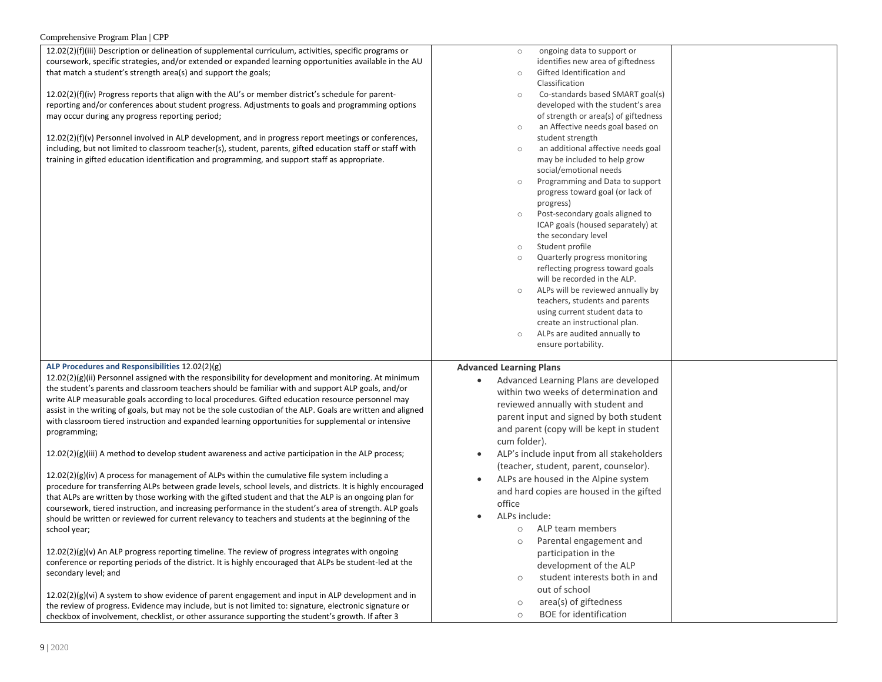| | | |
|---|---|---|
| 12.02(2)(f)(iii) Description or delineation of supplemental curriculum, activities, specific programs or coursework, specific strategies, and/or extended or expanded learning opportunities available in the AU that match a student's strength area(s) and support the goals;<br><br>12.02(2)(f)(iv) Progress reports that align with the AU's or member district's schedule for parent-reporting and/or conferences about student progress. Adjustments to goals and programming options may occur during any progress reporting period;<br><br>12.02(2)(f)(v) Personnel involved in ALP development, and in progress report meetings or conferences, including, but not limited to classroom teacher(s), student, parents, gifted education staff or staff with training in gifted education identification and programming, and support staff as appropriate. | ○ ongoing data to support or identifies new area of giftedness<br>○ Gifted Identification and Classification<br>○ Co-standards based SMART goal(s) developed with the student's area of strength or area(s) of giftedness<br>○ an Affective needs goal based on student strength<br>○ an additional affective needs goal may be included to help grow social/emotional needs<br>○ Programming and Data to support progress toward goal (or lack of progress)<br>○ Post-secondary goals aligned to ICAP goals (housed separately) at the secondary level<br>○ Student profile<br>○ Quarterly progress monitoring reflecting progress toward goals will be recorded in the ALP.<br>○ ALPs will be reviewed annually by teachers, students and parents using current student data to create an instructional plan.<br>○ ALPs are audited annually to ensure portability. | |
| **ALP Procedures and Responsibilities** 12.02(2)(g)<br>12.02(2)(g)(ii) Personnel assigned with the responsibility for development and monitoring. At minimum the student's parents and classroom teachers should be familiar with and support ALP goals, and/or write ALP measurable goals according to local procedures. Gifted education resource personnel may assist in the writing of goals, but may not be the sole custodian of the ALP. Goals are written and aligned with classroom tiered instruction and expanded learning opportunities for supplemental or intensive programming;<br><br>12.02(2)(g)(iii) A method to develop student awareness and active participation in the ALP process;<br><br>12.02(2)(g)(iv) A process for management of ALPs within the cumulative file system including a procedure for transferring ALPs between grade levels, school levels, and districts. It is highly encouraged that ALPs are written by those working with the gifted student and that the ALP is an ongoing plan for coursework, tiered instruction, and increasing performance in the student's area of strength. ALP goals should be written or reviewed for current relevancy to teachers and students at the beginning of the school year;<br><br>12.02(2)(g)(v) An ALP progress reporting timeline. The review of progress integrates with ongoing conference or reporting periods of the district. It is highly encouraged that ALPs be student-led at the secondary level; and<br><br>12.02(2)(g)(vi) A system to show evidence of parent engagement and input in ALP development and in the review of progress. Evidence may include, but is not limited to: signature, electronic signature or checkbox of involvement, checklist, or other assurance supporting the student's growth. If after 3 | **Advanced Learning Plans**<br>• Advanced Learning Plans are developed within two weeks of determination and reviewed annually with student and parent input and signed by both student and parent (copy will be kept in student cum folder).<br>• ALP's include input from all stakeholders (teacher, student, parent, counselor).<br>• ALPs are housed in the Alpine system and hard copies are housed in the gifted office<br>• ALPs include:<br>○ ALP team members<br>○ Parental engagement and participation in the development of the ALP<br>○ student interests both in and out of school<br>○ area(s) of giftedness<br>○ BOE for identification | |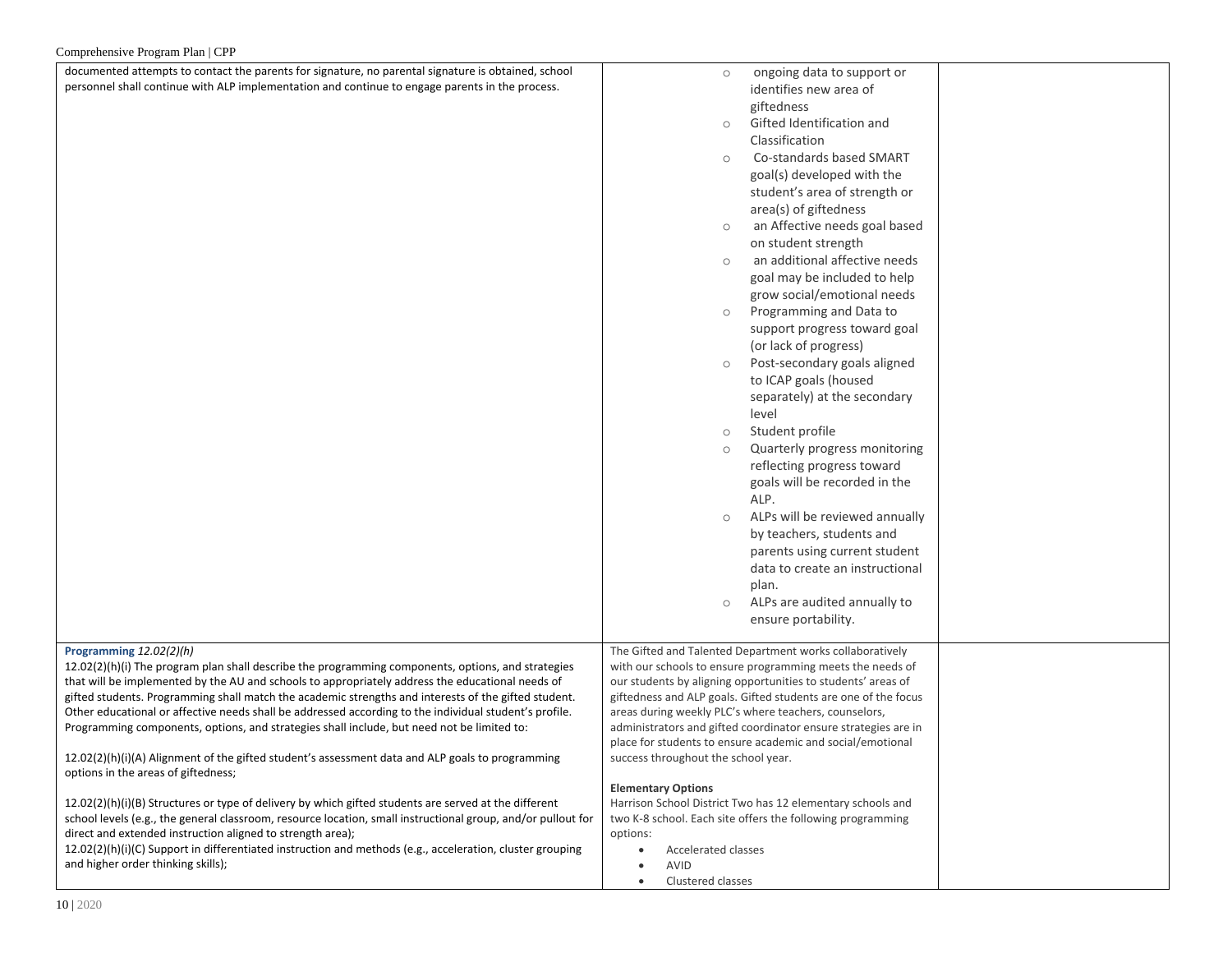| | | |
|---|---|---|
| documented attempts to contact the parents for signature, no parental signature is obtained, school personnel shall continue with ALP implementation and continue to engage parents in the process. | ○ ongoing data to support or identifies new area of giftedness<br>○ Gifted Identification and Classification<br>○ Co-standards based SMART goal(s) developed with the student's area of strength or area(s) of giftedness<br>○ an Affective needs goal based on student strength<br>○ an additional affective needs goal may be included to help grow social/emotional needs<br>○ Programming and Data to support progress toward goal (or lack of progress)<br>○ Post-secondary goals aligned to ICAP goals (housed separately) at the secondary level<br>○ Student profile<br>○ Quarterly progress monitoring reflecting progress toward goals will be recorded in the ALP.<br>○ ALPs will be reviewed annually by teachers, students and parents using current student data to create an instructional plan.<br>○ ALPs are audited annually to ensure portability. | |
| **Programming** *12.02(2)(h)*<br>12.02(2)(h)(i) The program plan shall describe the programming components, options, and strategies that will be implemented by the AU and schools to appropriately address the educational needs of gifted students. Programming shall match the academic strengths and interests of the gifted student. Other educational or affective needs shall be addressed according to the individual student's profile. Programming components, options, and strategies shall include, but need not be limited to:<br><br>12.02(2)(h)(i)(A) Alignment of the gifted student's assessment data and ALP goals to programming options in the areas of giftedness;<br><br>12.02(2)(h)(i)(B) Structures or type of delivery by which gifted students are served at the different school levels (e.g., the general classroom, resource location, small instructional group, and/or pullout for direct and extended instruction aligned to strength area);<br>12.02(2)(h)(i)(C) Support in differentiated instruction and methods (e.g., acceleration, cluster grouping and higher order thinking skills); | The Gifted and Talented Department works collaboratively with our schools to ensure programming meets the needs of our students by aligning opportunities to students' areas of giftedness and ALP goals. Gifted students are one of the focus areas during weekly PLC's where teachers, counselors, administrators and gifted coordinator ensure strategies are in place for students to ensure academic and social/emotional success throughout the school year.<br><br>**Elementary Options**<br>Harrison School District Two has 12 elementary schools and two K-8 school. Each site offers the following programming options:<br>• Accelerated classes<br>• AVID<br>• Clustered classes | |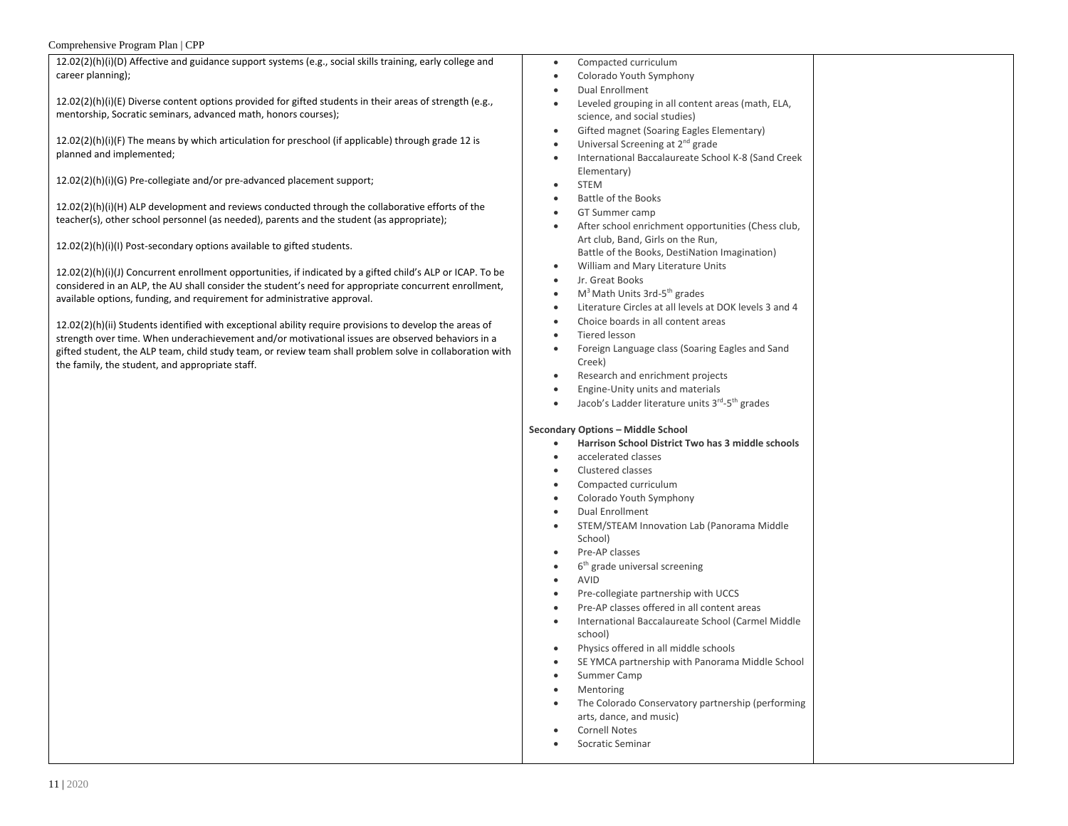| | | |
|---|---|---|
| 12.02(2)(h)(i)(D) Affective and guidance support systems (e.g., social skills training, early college and career planning);<br><br>12.02(2)(h)(i)(E) Diverse content options provided for gifted students in their areas of strength (e.g., mentorship, Socratic seminars, advanced math, honors courses);<br><br>12.02(2)(h)(i)(F) The means by which articulation for preschool (if applicable) through grade 12 is planned and implemented;<br><br>12.02(2)(h)(i)(G) Pre-collegiate and/or pre-advanced placement support;<br><br>12.02(2)(h)(i)(H) ALP development and reviews conducted through the collaborative efforts of the teacher(s), other school personnel (as needed), parents and the student (as appropriate);<br><br>12.02(2)(h)(i)(I) Post-secondary options available to gifted students.<br><br>12.02(2)(h)(i)(J) Concurrent enrollment opportunities, if indicated by a gifted child's ALP or ICAP. To be considered in an ALP, the AU shall consider the student's need for appropriate concurrent enrollment, available options, funding, and requirement for administrative approval.<br><br>12.02(2)(h)(ii) Students identified with exceptional ability require provisions to develop the areas of strength over time. When underachievement and/or motivational issues are observed behaviors in a gifted student, the ALP team, child study team, or review team shall problem solve in collaboration with the family, the student, and appropriate staff. | • Compacted curriculum<br>• Colorado Youth Symphony<br>• Dual Enrollment<br>• Leveled grouping in all content areas (math, ELA, science, and social studies)<br>• Gifted magnet (Soaring Eagles Elementary)<br>• Universal Screening at 2nd grade<br>• International Baccalaureate School K-8 (Sand Creek Elementary)<br>• STEM<br>• Battle of the Books<br>• GT Summer camp<br>• After school enrichment opportunities (Chess club, Art club, Band, Girls on the Run, Battle of the Books, DestiNation Imagination)<br>• William and Mary Literature Units<br>• Jr. Great Books<br>• M$^3$ Math Units 3rd-5th grades<br>• Literature Circles at all levels at DOK levels 3 and 4<br>• Choice boards in all content areas<br>• Tiered lesson<br>• Foreign Language class (Soaring Eagles and Sand Creek)<br>• Research and enrichment projects<br>• Engine-Unity units and materials<br>• Jacob's Ladder literature units 3rd-5th grades<br><br>**Secondary Options – Middle School**<br>• **Harrison School District Two has 3 middle schools**<br>• accelerated classes<br>• Clustered classes<br>• Compacted curriculum<br>• Colorado Youth Symphony<br>• Dual Enrollment<br>• STEM/STEAM Innovation Lab (Panorama Middle School)<br>• Pre-AP classes<br>• 6th grade universal screening<br>• AVID<br>• Pre-collegiate partnership with UCCS<br>• Pre-AP classes offered in all content areas<br>• International Baccalaureate School (Carmel Middle school)<br>• Physics offered in all middle schools<br>• SE YMCA partnership with Panorama Middle School<br>• Summer Camp<br>• Mentoring<br>• The Colorado Conservatory partnership (performing arts, dance, and music)<br>• Cornell Notes<br>• Socratic Seminar | |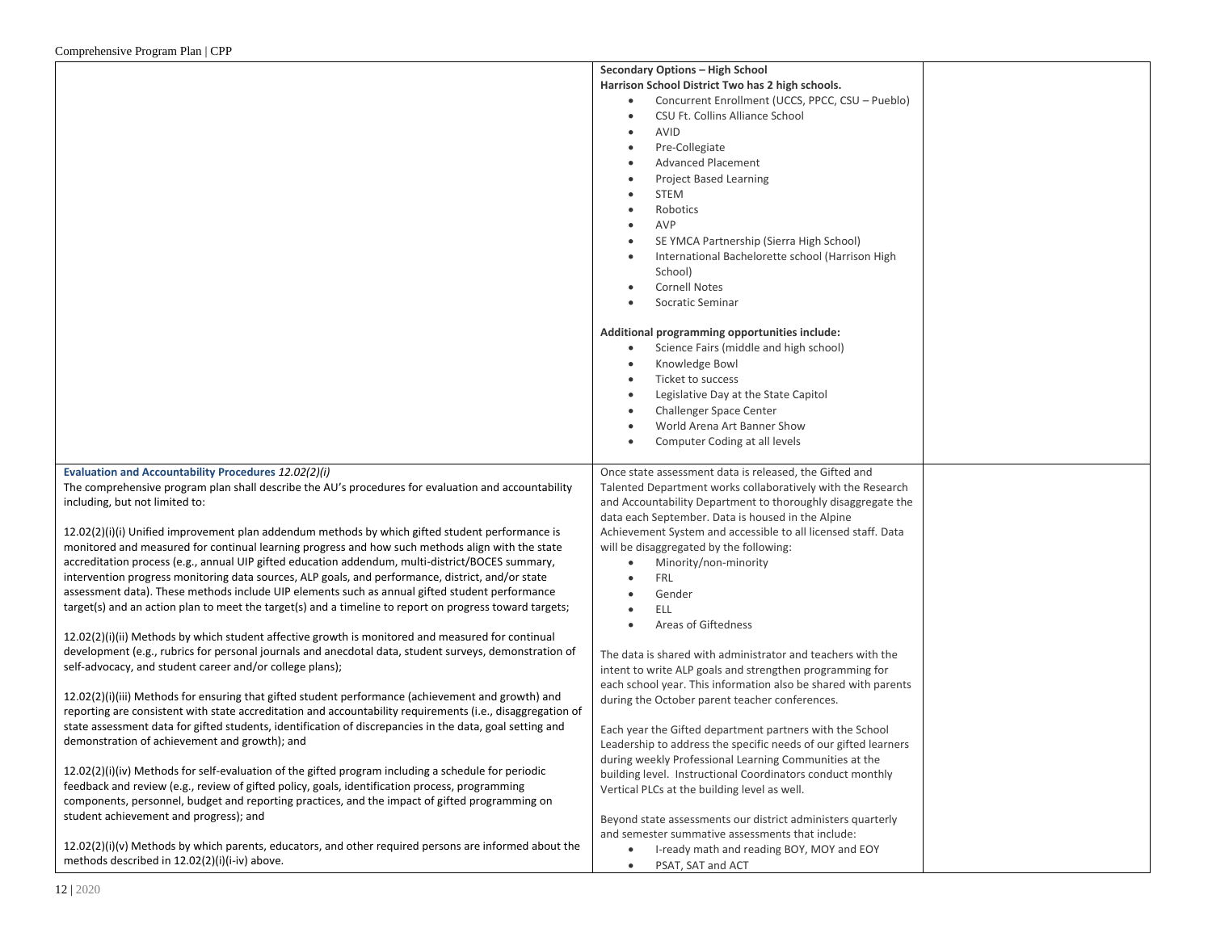| | | |
|---|---|---|
| | **Secondary Options – High School**<br>**Harrison School District Two has 2 high schools.**<br>• Concurrent Enrollment (UCCS, PPCC, CSU – Pueblo)<br>• CSU Ft. Collins Alliance School<br>• AVID<br>• Pre-Collegiate<br>• Advanced Placement<br>• Project Based Learning<br>• STEM<br>• Robotics<br>• AVP<br>• SE YMCA Partnership (Sierra High School)<br>• International Bachelorette school (Harrison High School)<br>• Cornell Notes<br>• Socratic Seminar<br><br>**Additional programming opportunities include:**<br>• Science Fairs (middle and high school)<br>• Knowledge Bowl<br>• Ticket to success<br>• Legislative Day at the State Capitol<br>• Challenger Space Center<br>• World Arena Art Banner Show<br>• Computer Coding at all levels | |
| **Evaluation and Accountability Procedures** *12.02(2)(i)*<br>The comprehensive program plan shall describe the AU's procedures for evaluation and accountability including, but not limited to:<br><br>12.02(2)(i)(i) Unified improvement plan addendum methods by which gifted student performance is monitored and measured for continual learning progress and how such methods align with the state accreditation process (e.g., annual UIP gifted education addendum, multi-district/BOCES summary, intervention progress monitoring data sources, ALP goals, and performance, district, and/or state assessment data). These methods include UIP elements such as annual gifted student performance target(s) and an action plan to meet the target(s) and a timeline to report on progress toward targets;<br><br>12.02(2)(i)(ii) Methods by which student affective growth is monitored and measured for continual development (e.g., rubrics for personal journals and anecdotal data, student surveys, demonstration of self-advocacy, and student career and/or college plans);<br><br>12.02(2)(i)(iii) Methods for ensuring that gifted student performance (achievement and growth) and reporting are consistent with state accreditation and accountability requirements (i.e., disaggregation of state assessment data for gifted students, identification of discrepancies in the data, goal setting and demonstration of achievement and growth); and<br><br>12.02(2)(i)(iv) Methods for self-evaluation of the gifted program including a schedule for periodic feedback and review (e.g., review of gifted policy, goals, identification process, programming components, personnel, budget and reporting practices, and the impact of gifted programming on student achievement and progress); and<br><br>12.02(2)(i)(v) Methods by which parents, educators, and other required persons are informed about the methods described in 12.02(2)(i)(i-iv) above. | Once state assessment data is released, the Gifted and Talented Department works collaboratively with the Research and Accountability Department to thoroughly disaggregate the data each September. Data is housed in the Alpine Achievement System and accessible to all licensed staff. Data will be disaggregated by the following:<br>• Minority/non-minority<br>• FRL<br>• Gender<br>• ELL<br>• Areas of Giftedness<br><br>The data is shared with administrator and teachers with the intent to write ALP goals and strengthen programming for each school year. This information also be shared with parents during the October parent teacher conferences.<br><br>Each year the Gifted department partners with the School Leadership to address the specific needs of our gifted learners during weekly Professional Learning Communities at the building level. Instructional Coordinators conduct monthly Vertical PLCs at the building level as well.<br><br>Beyond state assessments our district administers quarterly and semester summative assessments that include:<br>• I-ready math and reading BOY, MOY and EOY<br>• PSAT, SAT and ACT | |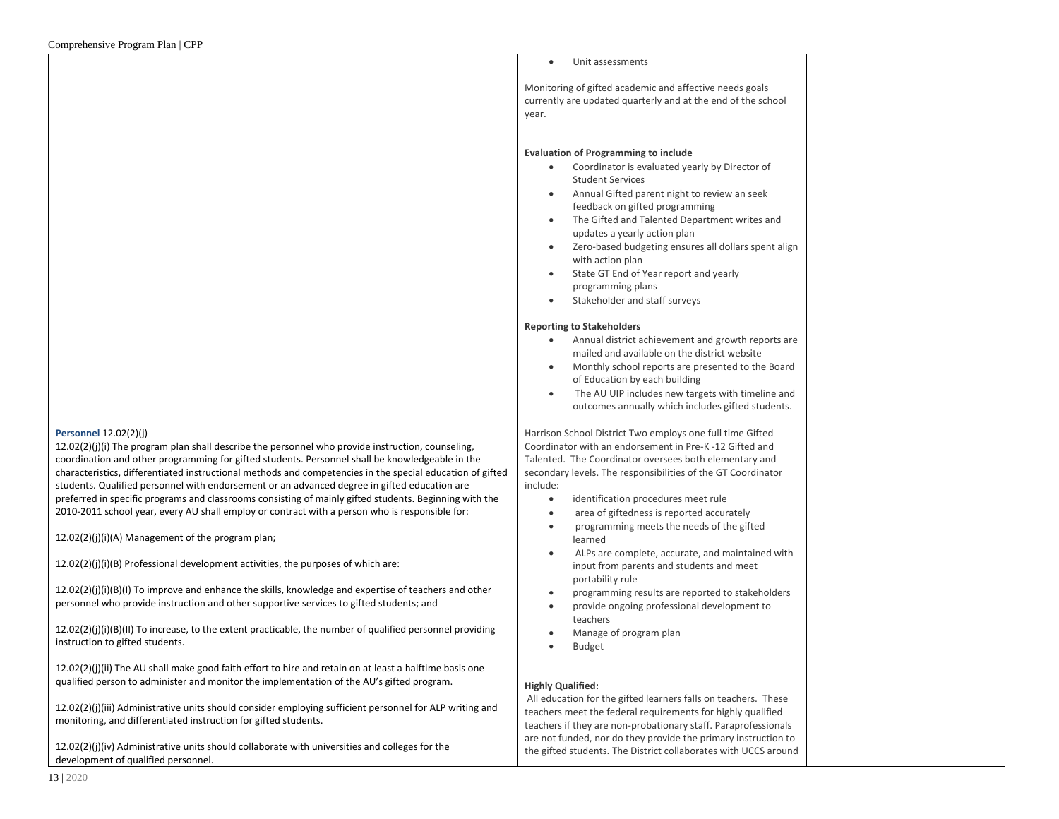| | | |
|---|---|---|
| | • Unit assessments<br><br>Monitoring of gifted academic and affective needs goals currently are updated quarterly and at the end of the school year.<br><br>**Evaluation of Programming to include**<br>• Coordinator is evaluated yearly by Director of Student Services<br>• Annual Gifted parent night to review an seek feedback on gifted programming<br>• The Gifted and Talented Department writes and updates a yearly action plan<br>• Zero-based budgeting ensures all dollars spent align with action plan<br>• State GT End of Year report and yearly programming plans<br>• Stakeholder and staff surveys<br><br>**Reporting to Stakeholders**<br>• Annual district achievement and growth reports are mailed and available on the district website<br>• Monthly school reports are presented to the Board of Education by each building<br>• The AU UIP includes new targets with timeline and outcomes annually which includes gifted students. | |
| **Personnel** 12.02(2)(j)<br>12.02(2)(j)(i) The program plan shall describe the personnel who provide instruction, counseling, coordination and other programming for gifted students. Personnel shall be knowledgeable in the characteristics, differentiated instructional methods and competencies in the special education of gifted students. Qualified personnel with endorsement or an advanced degree in gifted education are preferred in specific programs and classrooms consisting of mainly gifted students. Beginning with the 2010-2011 school year, every AU shall employ or contract with a person who is responsible for:<br><br>12.02(2)(j)(i)(A) Management of the program plan;<br><br>12.02(2)(j)(i)(B) Professional development activities, the purposes of which are:<br><br>12.02(2)(j)(i)(B)(I) To improve and enhance the skills, knowledge and expertise of teachers and other personnel who provide instruction and other supportive services to gifted students; and<br><br>12.02(2)(j)(i)(B)(II) To increase, to the extent practicable, the number of qualified personnel providing instruction to gifted students.<br><br>12.02(2)(j)(ii) The AU shall make good faith effort to hire and retain on at least a halftime basis one qualified person to administer and monitor the implementation of the AU's gifted program.<br><br>12.02(2)(j)(iii) Administrative units should consider employing sufficient personnel for ALP writing and monitoring, and differentiated instruction for gifted students.<br><br>12.02(2)(j)(iv) Administrative units should collaborate with universities and colleges for the development of qualified personnel. | Harrison School District Two employs one full time Gifted Coordinator with an endorsement in Pre-K -12 Gifted and Talented. The Coordinator oversees both elementary and secondary levels. The responsibilities of the GT Coordinator include:<br>• identification procedures meet rule<br>• area of giftedness is reported accurately<br>• programming meets the needs of the gifted learned<br>• ALPs are complete, accurate, and maintained with input from parents and students and meet portability rule<br>• programming results are reported to stakeholders<br>• provide ongoing professional development to teachers<br>• Manage of program plan<br>• Budget<br><br>**Highly Qualified:**<br>All education for the gifted learners falls on teachers. These teachers meet the federal requirements for highly qualified teachers if they are non-probationary staff. Paraprofessionals are not funded, nor do they provide the primary instruction to the gifted students. The District collaborates with UCCS around | |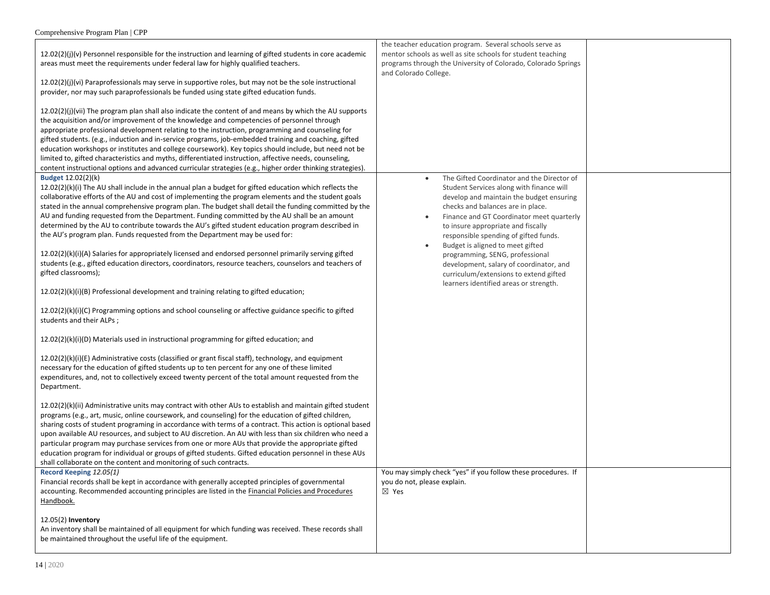| | | |
|---|---|---|
| 12.02(2)(j)(v) Personnel responsible for the instruction and learning of gifted students in core academic areas must meet the requirements under federal law for highly qualified teachers.<br><br>12.02(2)(j)(vi) Paraprofessionals may serve in supportive roles, but may not be the sole instructional provider, nor may such paraprofessionals be funded using state gifted education funds.<br><br>12.02(2)(j)(vii) The program plan shall also indicate the content of and means by which the AU supports the acquisition and/or improvement of the knowledge and competencies of personnel through appropriate professional development relating to the instruction, programming and counseling for gifted students. (e.g., induction and in-service programs, job-embedded training and coaching, gifted education workshops or institutes and college coursework). Key topics should include, but need not be limited to, gifted characteristics and myths, differentiated instruction, affective needs, counseling, content instructional options and advanced curricular strategies (e.g., higher order thinking strategies). | the teacher education program. Several schools serve as mentor schools as well as site schools for student teaching programs through the University of Colorado, Colorado Springs and Colorado College. | |
| **Budget** 12.02(2)(k)<br>12.02(2)(k)(i) The AU shall include in the annual plan a budget for gifted education which reflects the collaborative efforts of the AU and cost of implementing the program elements and the student goals stated in the annual comprehensive program plan. The budget shall detail the funding committed by the AU and funding requested from the Department. Funding committed by the AU shall be an amount determined by the AU to contribute towards the AU's gifted student education program described in the AU's program plan. Funds requested from the Department may be used for:<br><br>12.02(2)(k)(i)(A) Salaries for appropriately licensed and endorsed personnel primarily serving gifted students (e.g., gifted education directors, coordinators, resource teachers, counselors and teachers of gifted classrooms);<br><br>12.02(2)(k)(i)(B) Professional development and training relating to gifted education;<br><br>12.02(2)(k)(i)(C) Programming options and school counseling or affective guidance specific to gifted students and their ALPs ;<br><br>12.02(2)(k)(i)(D) Materials used in instructional programming for gifted education; and<br><br>12.02(2)(k)(i)(E) Administrative costs (classified or grant fiscal staff), technology, and equipment necessary for the education of gifted students up to ten percent for any one of these limited expenditures, and, not to collectively exceed twenty percent of the total amount requested from the Department.<br><br>12.02(2)(k)(ii) Administrative units may contract with other AUs to establish and maintain gifted student programs (e.g., art, music, online coursework, and counseling) for the education of gifted children, sharing costs of student programing in accordance with terms of a contract. This action is optional based upon available AU resources, and subject to AU discretion. An AU with less than six children who need a particular program may purchase services from one or more AUs that provide the appropriate gifted education program for individual or groups of gifted students. Gifted education personnel in these AUs shall collaborate on the content and monitoring of such contracts. | • The Gifted Coordinator and the Director of Student Services along with finance will develop and maintain the budget ensuring checks and balances are in place.<br>• Finance and GT Coordinator meet quarterly to insure appropriate and fiscally responsible spending of gifted funds.<br>• Budget is aligned to meet gifted programming, SENG, professional development, salary of coordinator, and curriculum/extensions to extend gifted learners identified areas or strength. | |
| **Record Keeping** *12.05(1)*<br>Financial records shall be kept in accordance with generally accepted principles of governmental accounting. Recommended accounting principles are listed in the Financial Policies and Procedures Handbook.<br><br>12.05(2) **Inventory**<br>An inventory shall be maintained of all equipment for which funding was received. These records shall be maintained throughout the useful life of the equipment. | You may simply check "yes" if you follow these procedures. If you do not, please explain.<br>☒ Yes | |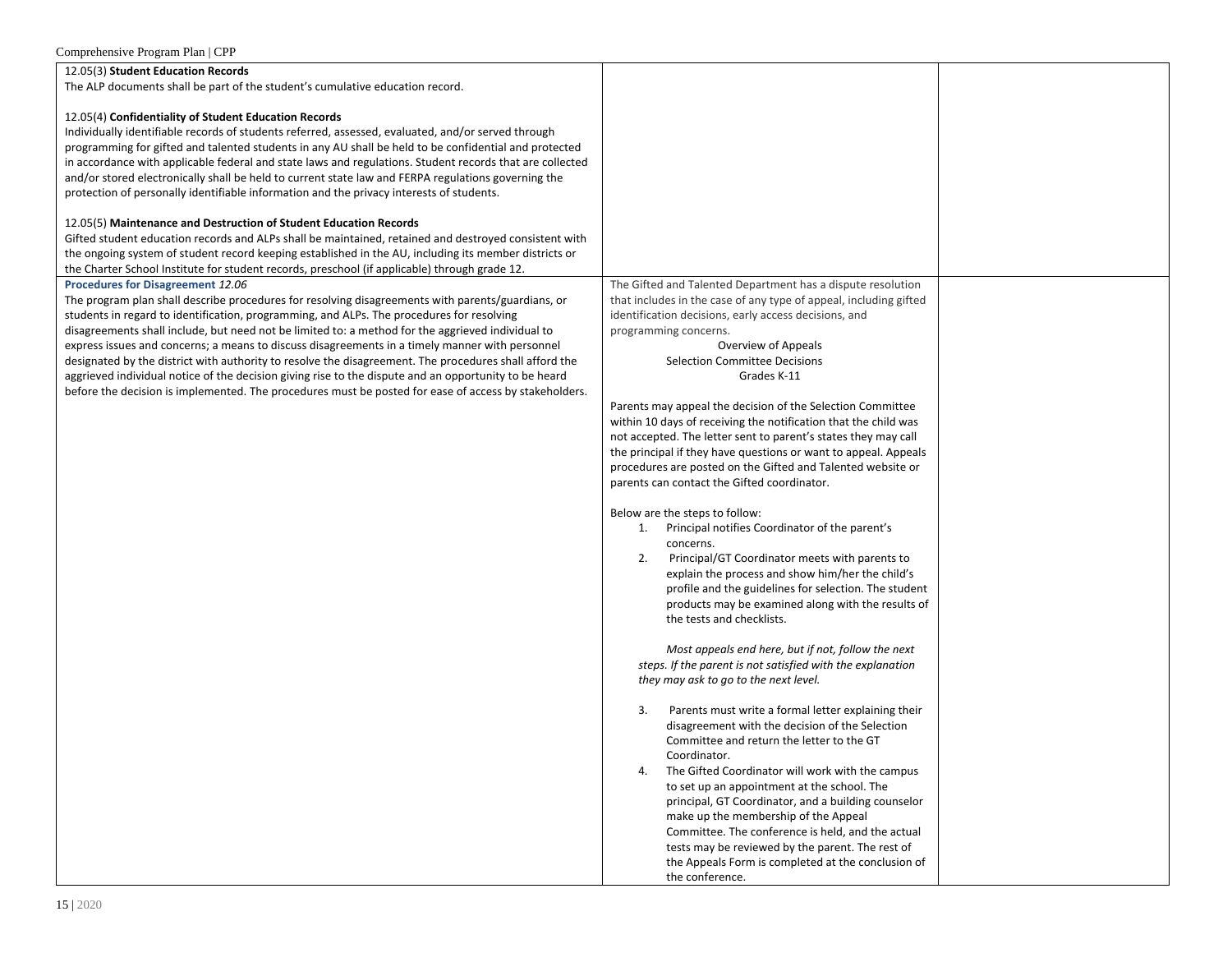| | | |
|---|---|---|
| 12.05(3) **Student Education Records**<br>The ALP documents shall be part of the student's cumulative education record.<br><br>12.05(4) **Confidentiality of Student Education Records**<br>Individually identifiable records of students referred, assessed, evaluated, and/or served through programming for gifted and talented students in any AU shall be held to be confidential and protected in accordance with applicable federal and state laws and regulations. Student records that are collected and/or stored electronically shall be held to current state law and FERPA regulations governing the protection of personally identifiable information and the privacy interests of students.<br><br>12.05(5) **Maintenance and Destruction of Student Education Records**<br>Gifted student education records and ALPs shall be maintained, retained and destroyed consistent with the ongoing system of student record keeping established in the AU, including its member districts or the Charter School Institute for student records, preschool (if applicable) through grade 12. | | |
| **Procedures for Disagreement** *12.06*<br>The program plan shall describe procedures for resolving disagreements with parents/guardians, or students in regard to identification, programming, and ALPs. The procedures for resolving disagreements shall include, but need not be limited to: a method for the aggrieved individual to express issues and concerns; a means to discuss disagreements in a timely manner with personnel designated by the district with authority to resolve the disagreement. The procedures shall afford the aggrieved individual notice of the decision giving rise to the dispute and an opportunity to be heard before the decision is implemented. The procedures must be posted for ease of access by stakeholders. | The Gifted and Talented Department has a dispute resolution that includes in the case of any type of appeal, including gifted identification decisions, early access decisions, and programming concerns.<br>Overview of Appeals<br>Selection Committee Decisions<br>Grades K-11<br><br>Parents may appeal the decision of the Selection Committee within 10 days of receiving the notification that the child was not accepted. The letter sent to parent's states they may call the principal if they have questions or want to appeal. Appeals procedures are posted on the Gifted and Talented website or parents can contact the Gifted coordinator.<br><br>Below are the steps to follow:<br>1. Principal notifies Coordinator of the parent's concerns.<br>2. Principal/GT Coordinator meets with parents to explain the process and show him/her the child's profile and the guidelines for selection. The student products may be examined along with the results of the tests and checklists.<br><br>*Most appeals end here, but if not, follow the next steps. If the parent is not satisfied with the explanation they may ask to go to the next level.*<br><br>3. Parents must write a formal letter explaining their disagreement with the decision of the Selection Committee and return the letter to the GT Coordinator.<br>4. The Gifted Coordinator will work with the campus to set up an appointment at the school. The principal, GT Coordinator, and a building counselor make up the membership of the Appeal Committee. The conference is held, and the actual tests may be reviewed by the parent. The rest of the Appeals Form is completed at the conclusion of the conference. | |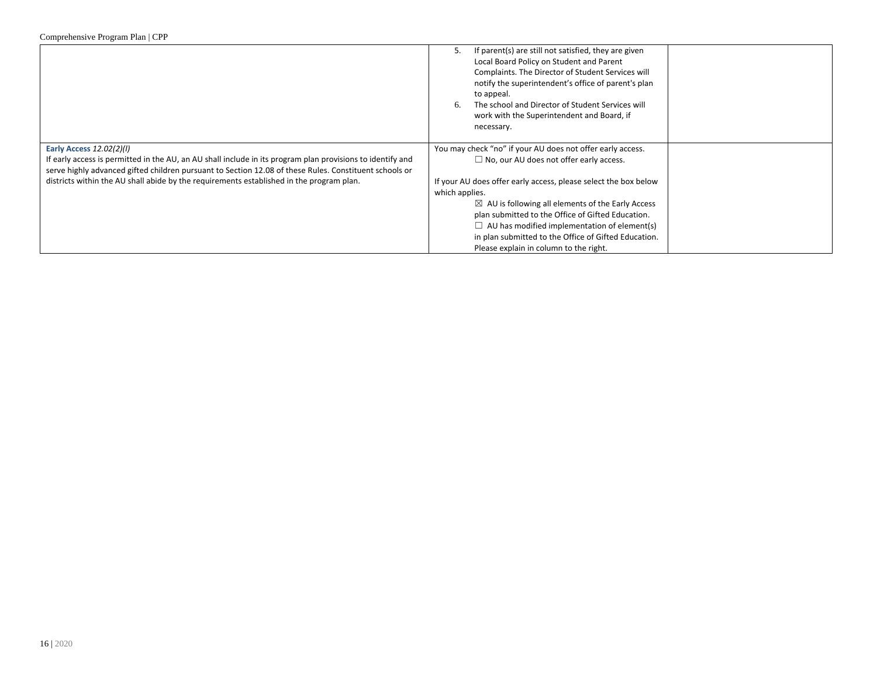| | | |
|---|---|---|
| | 5. If parent(s) are still not satisfied, they are given Local Board Policy on Student and Parent Complaints. The Director of Student Services will notify the superintendent's office of parent's plan to appeal.<br>6. The school and Director of Student Services will work with the Superintendent and Board, if necessary. | |
| **Early Access** *12.02(2)(l)*<br>If early access is permitted in the AU, an AU shall include in its program plan provisions to identify and serve highly advanced gifted children pursuant to Section 12.08 of these Rules. Constituent schools or districts within the AU shall abide by the requirements established in the program plan. | You may check "no" if your AU does not offer early access.<br>☐ No, our AU does not offer early access.<br><br>If your AU does offer early access, please select the box below which applies.<br>☒ AU is following all elements of the Early Access plan submitted to the Office of Gifted Education.<br>☐ AU has modified implementation of element(s) in plan submitted to the Office of Gifted Education. Please explain in column to the right. | |